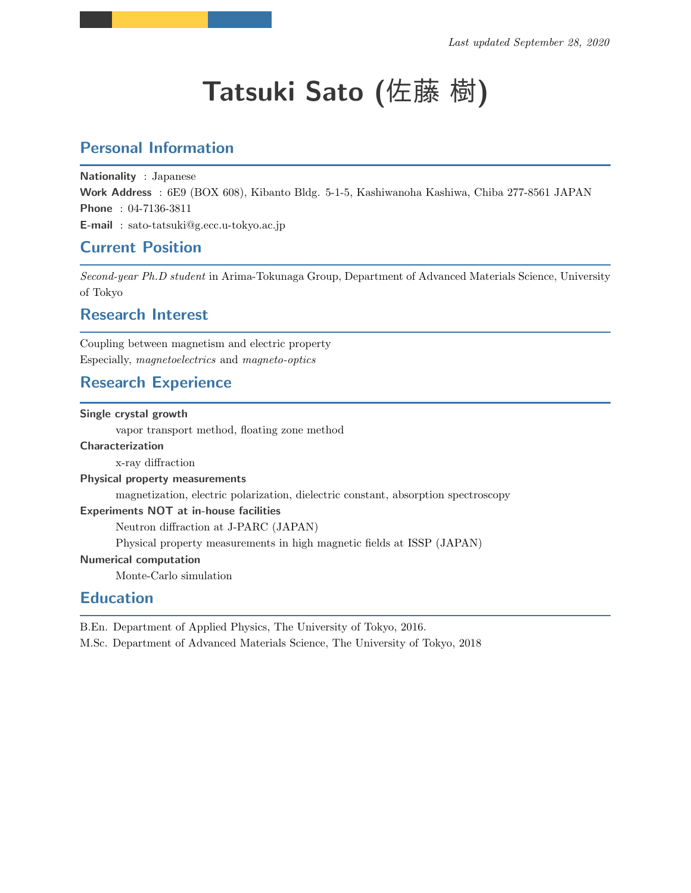*Last updated September 28, 2020*

# Tatsuki Sato (佐藤 樹)

## Personal Information

**Nationality** : Japanese
**Work Address** : 6E9 (BOX 608), Kibanto Bldg. 5-1-5, Kashiwanoha Kashiwa, Chiba 277-8561 JAPAN
**Phone** : 04-7136-3811
**E-mail** : sato-tatsuki@g.ecc.u-tokyo.ac.jp

## Current Position

*Second-year Ph.D student* in Arima-Tokunaga Group, Department of Advanced Materials Science, University of Tokyo

## Research Interest

Coupling between magnetism and electric property
Especially, *magnetoelectrics* and *magneto-optics*

## Research Experience

**Single crystal growth**
  vapor transport method, floating zone method

**Characterization**
  x-ray diffraction

**Physical property measurements**
  magnetization, electric polarization, dielectric constant, absorption spectroscopy

**Experiments NOT at in-house facilities**
  Neutron diffraction at J-PARC (JAPAN)
  Physical property measurements in high magnetic fields at ISSP (JAPAN)

**Numerical computation**
  Monte-Carlo simulation

## Education

B.En. Department of Applied Physics, The University of Tokyo, 2016.
M.Sc. Department of Advanced Materials Science, The University of Tokyo, 2018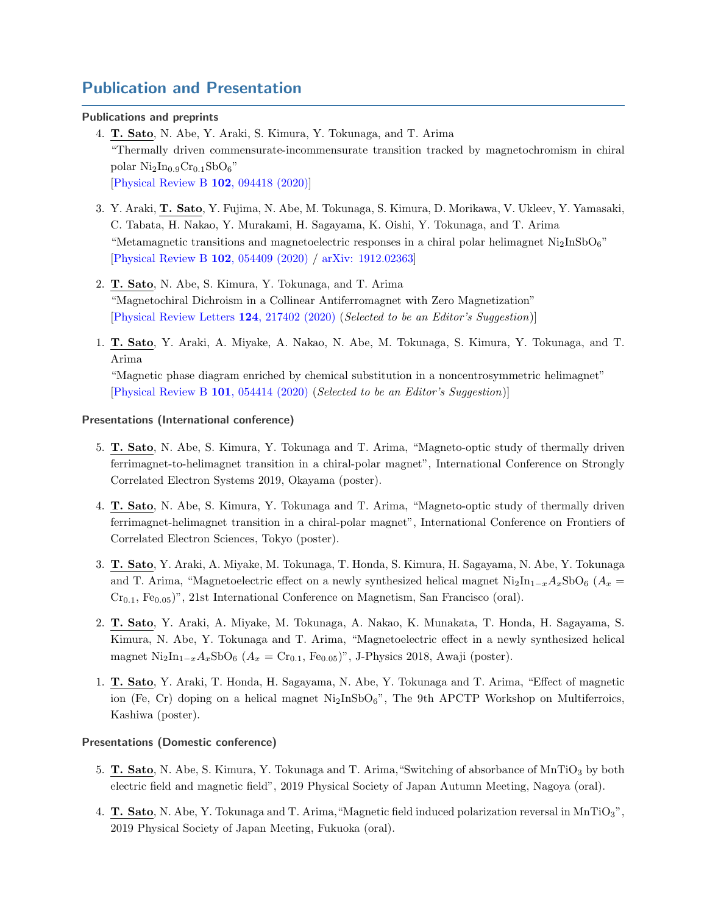## Publication and Presentation

### Publications and preprints

4. **T. Sato**, N. Abe, Y. Araki, S. Kimura, Y. Tokunaga, and T. Arima
"Thermally driven commensurate-incommensurate transition tracked by magnetochromism in chiral polar $Ni_2In_{0.9}Cr_{0.1}SbO_6$"
[Physical Review B **102**, 094418 (2020)]

3. Y. Araki, **T. Sato**, Y. Fujima, N. Abe, M. Tokunaga, S. Kimura, D. Morikawa, V. Ukleev, Y. Yamasaki, C. Tabata, H. Nakao, Y. Murakami, H. Sagayama, K. Oishi, Y. Tokunaga, and T. Arima
"Metamagnetic transitions and magnetoelectric responses in a chiral polar helimagnet $Ni_2InSbO_6$"
[Physical Review B **102**, 054409 (2020) / arXiv: 1912.02363]

2. **T. Sato**, N. Abe, S. Kimura, Y. Tokunaga, and T. Arima
"Magnetochiral Dichroism in a Collinear Antiferromagnet with Zero Magnetization"
[Physical Review Letters **124**, 217402 (2020) (*Selected to be an Editor's Suggestion*)]

1. **T. Sato**, Y. Araki, A. Miyake, A. Nakao, N. Abe, M. Tokunaga, S. Kimura, Y. Tokunaga, and T. Arima
"Magnetic phase diagram enriched by chemical substitution in a noncentrosymmetric helimagnet"
[Physical Review B **101**, 054414 (2020) (*Selected to be an Editor's Suggestion*)]

### Presentations (International conference)

5. **T. Sato**, N. Abe, S. Kimura, Y. Tokunaga and T. Arima, "Magneto-optic study of thermally driven ferrimagnet-to-helimagnet transition in a chiral-polar magnet", International Conference on Strongly Correlated Electron Systems 2019, Okayama (poster).

4. **T. Sato**, N. Abe, S. Kimura, Y. Tokunaga and T. Arima, "Magneto-optic study of thermally driven ferrimagnet-helimagnet transition in a chiral-polar magnet", International Conference on Frontiers of Correlated Electron Sciences, Tokyo (poster).

3. **T. Sato**, Y. Araki, A. Miyake, M. Tokunaga, T. Honda, S. Kimura, H. Sagayama, N. Abe, Y. Tokunaga and T. Arima, "Magnetoelectric effect on a newly synthesized helical magnet $Ni_2In_{1-x}A_xSbO_6$ ($A_x$ = $Cr_{0.1}$, $Fe_{0.05}$)", 21st International Conference on Magnetism, San Francisco (oral).

2. **T. Sato**, Y. Araki, A. Miyake, M. Tokunaga, A. Nakao, K. Munakata, T. Honda, H. Sagayama, S. Kimura, N. Abe, Y. Tokunaga and T. Arima, "Magnetoelectric effect in a newly synthesized helical magnet $Ni_2In_{1-x}A_xSbO_6$ ($A_x$ = $Cr_{0.1}$, $Fe_{0.05}$)", J-Physics 2018, Awaji (poster).

1. **T. Sato**, Y. Araki, T. Honda, H. Sagayama, N. Abe, Y. Tokunaga and T. Arima, "Effect of magnetic ion (Fe, Cr) doping on a helical magnet $Ni_2InSbO_6$", The 9th APCTP Workshop on Multiferroics, Kashiwa (poster).

### Presentations (Domestic conference)

5. **T. Sato**, N. Abe, S. Kimura, Y. Tokunaga and T. Arima, "Switching of absorbance of $MnTiO_3$ by both electric field and magnetic field", 2019 Physical Society of Japan Autumn Meeting, Nagoya (oral).

4. **T. Sato**, N. Abe, Y. Tokunaga and T. Arima, "Magnetic field induced polarization reversal in $MnTiO_3$", 2019 Physical Society of Japan Meeting, Fukuoka (oral).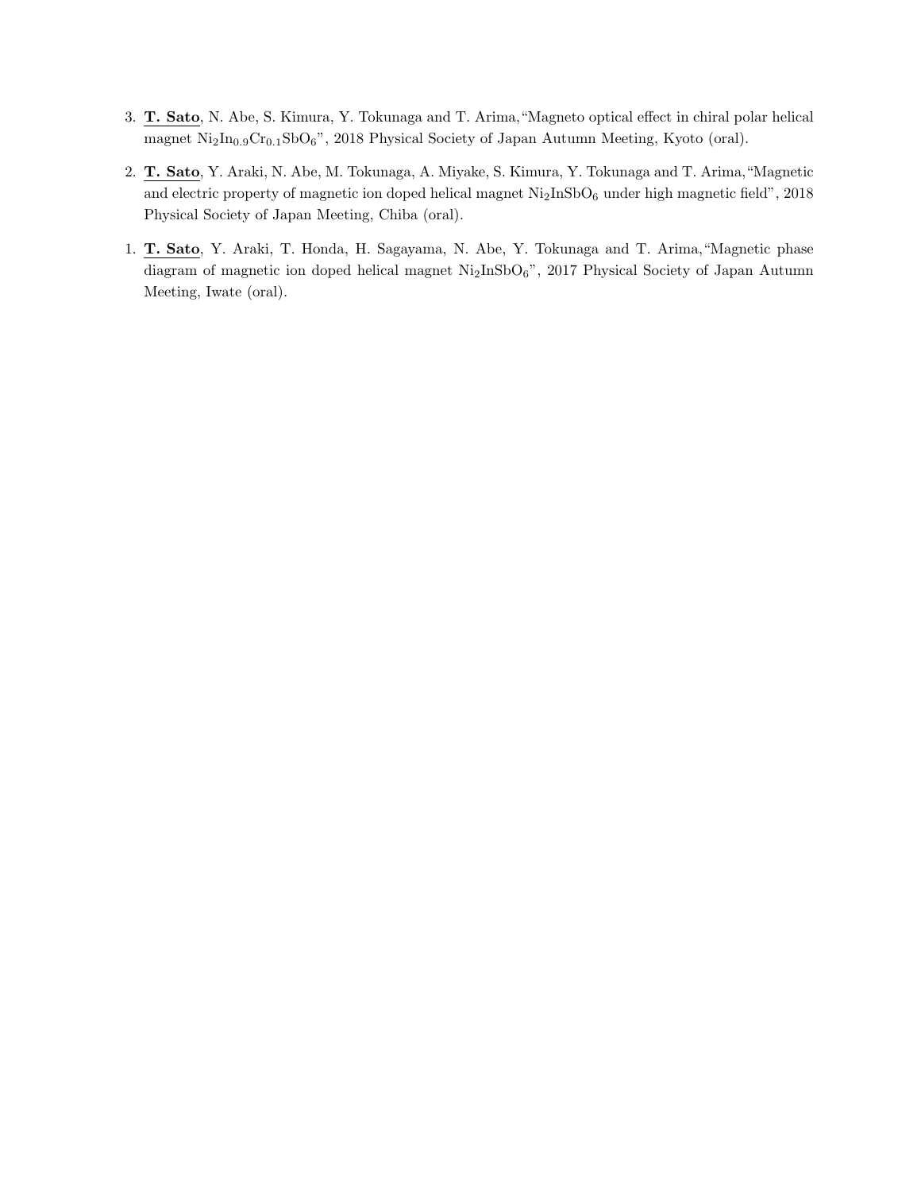3. **T. Sato**, N. Abe, S. Kimura, Y. Tokunaga and T. Arima,"Magneto optical effect in chiral polar helical magnet $Ni_2In_{0.9}Cr_{0.1}SbO_6$", 2018 Physical Society of Japan Autumn Meeting, Kyoto (oral).

2. **T. Sato**, Y. Araki, N. Abe, M. Tokunaga, A. Miyake, S. Kimura, Y. Tokunaga and T. Arima,"Magnetic and electric property of magnetic ion doped helical magnet $Ni_2InSbO_6$ under high magnetic field", 2018 Physical Society of Japan Meeting, Chiba (oral).

1. **T. Sato**, Y. Araki, T. Honda, H. Sagayama, N. Abe, Y. Tokunaga and T. Arima,"Magnetic phase diagram of magnetic ion doped helical magnet $Ni_2InSbO_6$", 2017 Physical Society of Japan Autumn Meeting, Iwate (oral).